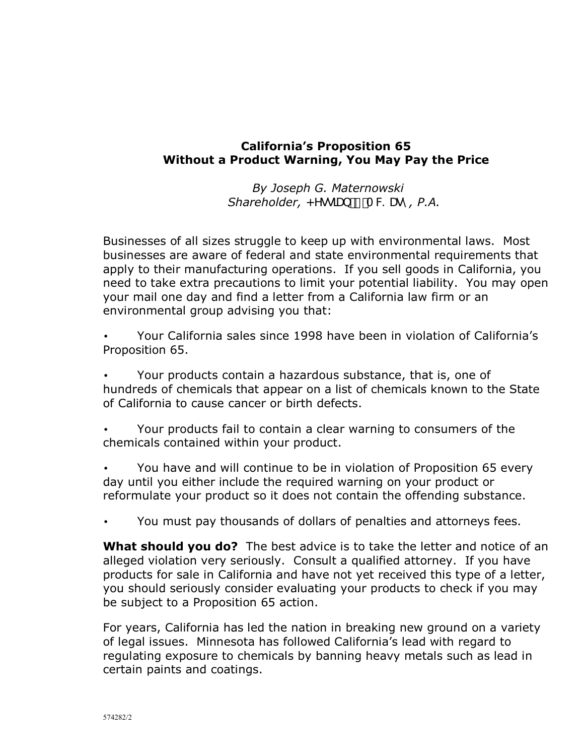# California's Proposition 65
## Without a Product Warning, You May Pay the Price

*By Joseph G. Maternowski*
*Shareholder, Hessian & McKasy, P.A.*

Businesses of all sizes struggle to keep up with environmental laws. Most businesses are aware of federal and state environmental requirements that apply to their manufacturing operations. If you sell goods in California, you need to take extra precautions to limit your potential liability. You may open your mail one day and find a letter from a California law firm or an environmental group advising you that:

- Your California sales since 1998 have been in violation of California's Proposition 65.
- Your products contain a hazardous substance, that is, one of hundreds of chemicals that appear on a list of chemicals known to the State of California to cause cancer or birth defects.
- Your products fail to contain a clear warning to consumers of the chemicals contained within your product.
- You have and will continue to be in violation of Proposition 65 every day until you either include the required warning on your product or reformulate your product so it does not contain the offending substance.
- You must pay thousands of dollars of penalties and attorneys fees.

**What should you do?** The best advice is to take the letter and notice of an alleged violation very seriously. Consult a qualified attorney. If you have products for sale in California and have not yet received this type of a letter, you should seriously consider evaluating your products to check if you may be subject to a Proposition 65 action.

For years, California has led the nation in breaking new ground on a variety of legal issues. Minnesota has followed California's lead with regard to regulating exposure to chemicals by banning heavy metals such as lead in certain paints and coatings.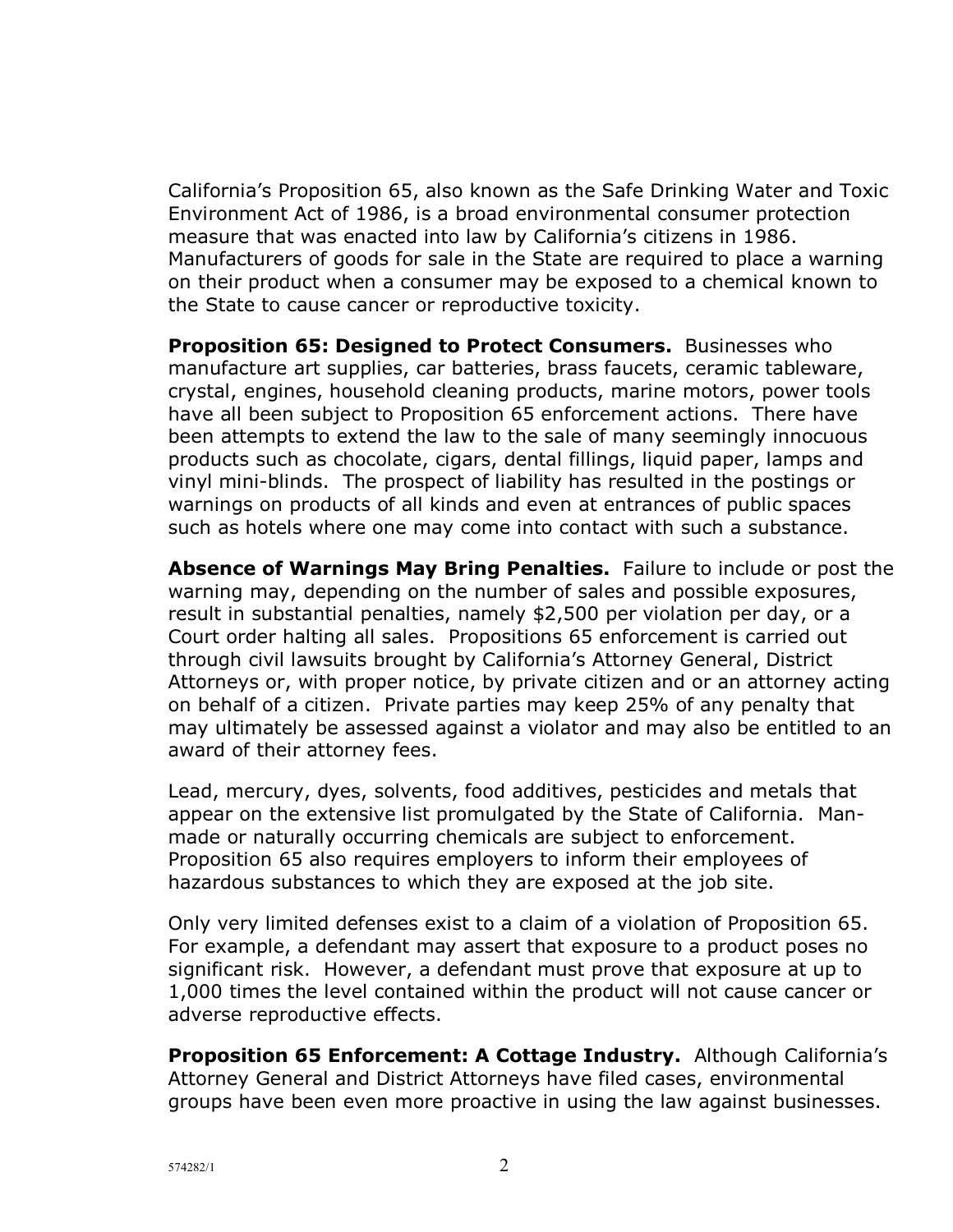California's Proposition 65, also known as the Safe Drinking Water and Toxic Environment Act of 1986, is a broad environmental consumer protection measure that was enacted into law by California's citizens in 1986. Manufacturers of goods for sale in the State are required to place a warning on their product when a consumer may be exposed to a chemical known to the State to cause cancer or reproductive toxicity.

**Proposition 65: Designed to Protect Consumers.** Businesses who manufacture art supplies, car batteries, brass faucets, ceramic tableware, crystal, engines, household cleaning products, marine motors, power tools have all been subject to Proposition 65 enforcement actions. There have been attempts to extend the law to the sale of many seemingly innocuous products such as chocolate, cigars, dental fillings, liquid paper, lamps and vinyl mini-blinds. The prospect of liability has resulted in the postings or warnings on products of all kinds and even at entrances of public spaces such as hotels where one may come into contact with such a substance.

**Absence of Warnings May Bring Penalties.** Failure to include or post the warning may, depending on the number of sales and possible exposures, result in substantial penalties, namely $2,500 per violation per day, or a Court order halting all sales. Propositions 65 enforcement is carried out through civil lawsuits brought by California's Attorney General, District Attorneys or, with proper notice, by private citizen and or an attorney acting on behalf of a citizen. Private parties may keep 25% of any penalty that may ultimately be assessed against a violator and may also be entitled to an award of their attorney fees.

Lead, mercury, dyes, solvents, food additives, pesticides and metals that appear on the extensive list promulgated by the State of California. Man-made or naturally occurring chemicals are subject to enforcement. Proposition 65 also requires employers to inform their employees of hazardous substances to which they are exposed at the job site.

Only very limited defenses exist to a claim of a violation of Proposition 65. For example, a defendant may assert that exposure to a product poses no significant risk. However, a defendant must prove that exposure at up to 1,000 times the level contained within the product will not cause cancer or adverse reproductive effects.

**Proposition 65 Enforcement: A Cottage Industry.** Although California's Attorney General and District Attorneys have filed cases, environmental groups have been even more proactive in using the law against businesses.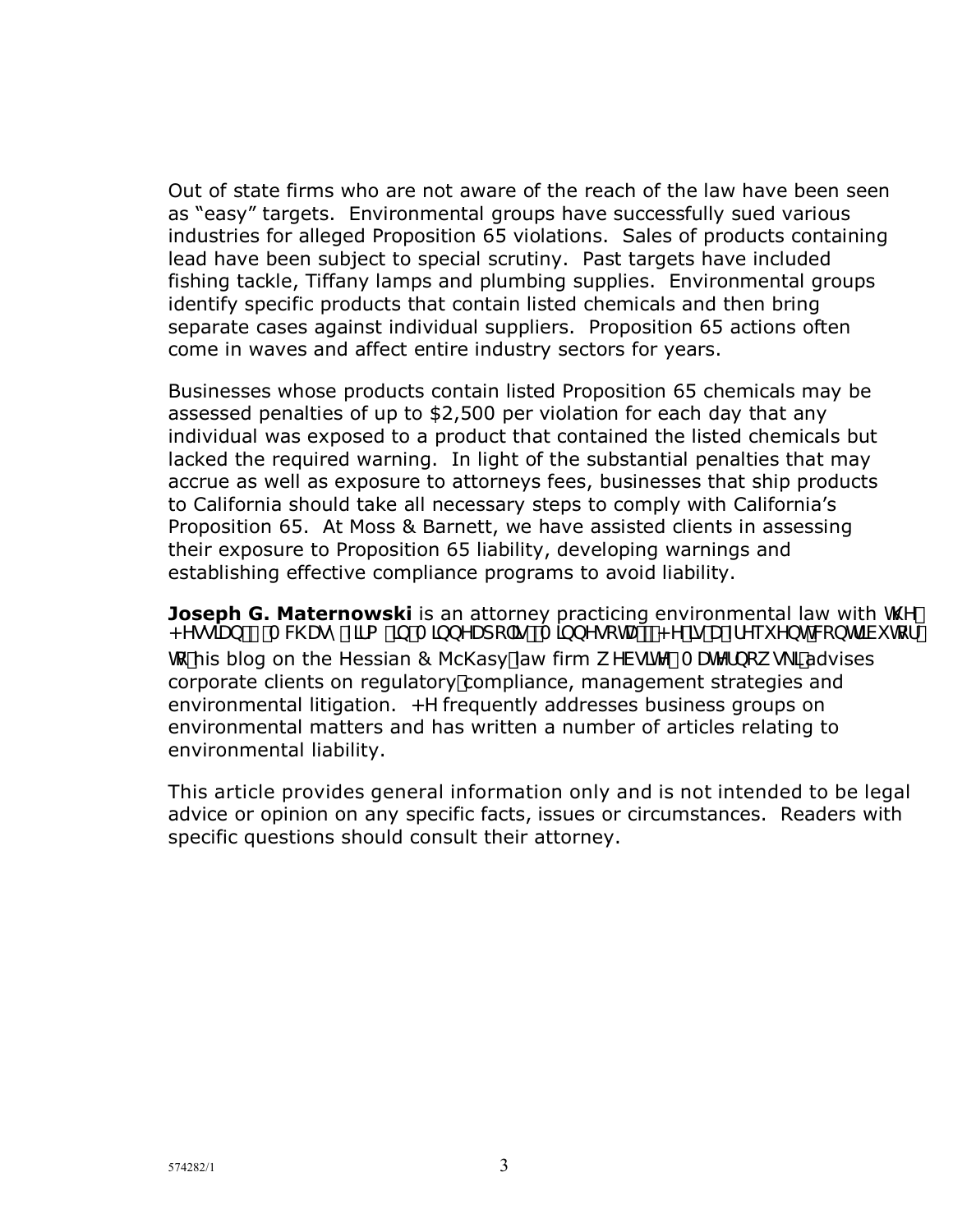Out of state firms who are not aware of the reach of the law have been seen as "easy" targets. Environmental groups have successfully sued various industries for alleged Proposition 65 violations. Sales of products containing lead have been subject to special scrutiny. Past targets have included fishing tackle, Tiffany lamps and plumbing supplies. Environmental groups identify specific products that contain listed chemicals and then bring separate cases against individual suppliers. Proposition 65 actions often come in waves and affect entire industry sectors for years.

Businesses whose products contain listed Proposition 65 chemicals may be assessed penalties of up to $2,500 per violation for each day that any individual was exposed to a product that contained the listed chemicals but lacked the required warning. In light of the substantial penalties that may accrue as well as exposure to attorneys fees, businesses that ship products to California should take all necessary steps to comply with California's Proposition 65. At Moss & Barnett, we have assisted clients in assessing their exposure to Proposition 65 liability, developing warnings and establishing effective compliance programs to avoid liability.

**Joseph G. Maternowski** is an attorney practicing environmental law with the Hessian & McKasy firm in Minneapolis, Minnesota. He is a frequent contributor to this blog on the Hessian & McKasy law firm website. Maternowski advises corporate clients on regulatory compliance, management strategies and environmental litigation. He frequently addresses business groups on environmental matters and has written a number of articles relating to environmental liability.

This article provides general information only and is not intended to be legal advice or opinion on any specific facts, issues or circumstances. Readers with specific questions should consult their attorney.

574282/1